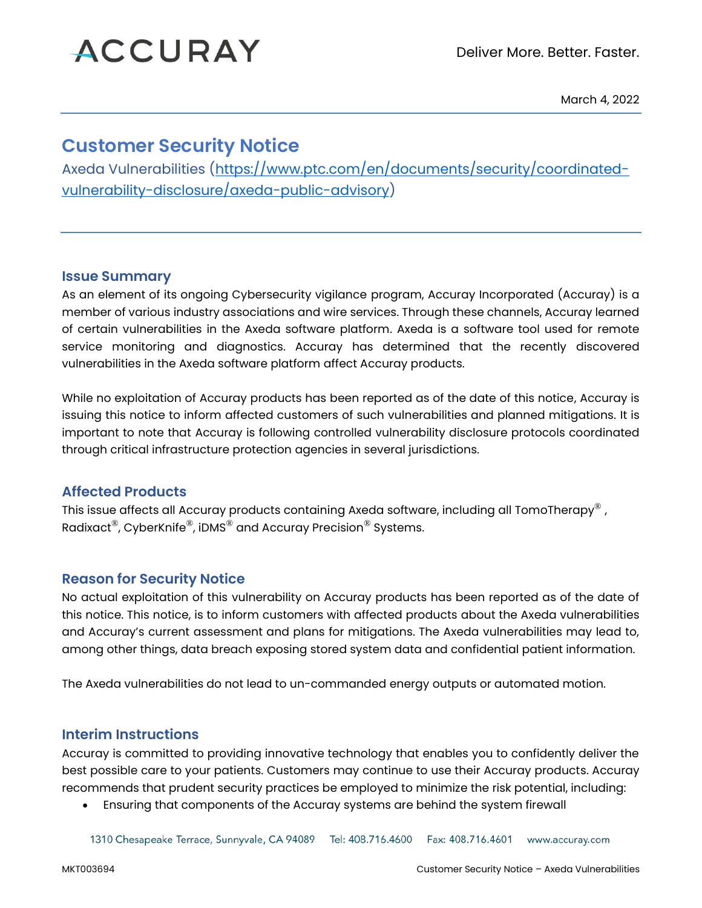ACCURAY

Deliver More. Better. Faster.

March 4, 2022

# Customer Security Notice

Axeda Vulnerabilities (https://www.ptc.com/en/documents/security/coordinated-vulnerability-disclosure/axeda-public-advisory)

## Issue Summary

As an element of its ongoing Cybersecurity vigilance program, Accuray Incorporated (Accuray) is a member of various industry associations and wire services. Through these channels, Accuray learned of certain vulnerabilities in the Axeda software platform. Axeda is a software tool used for remote service monitoring and diagnostics. Accuray has determined that the recently discovered vulnerabilities in the Axeda software platform affect Accuray products.

While no exploitation of Accuray products has been reported as of the date of this notice, Accuray is issuing this notice to inform affected customers of such vulnerabilities and planned mitigations. It is important to note that Accuray is following controlled vulnerability disclosure protocols coordinated through critical infrastructure protection agencies in several jurisdictions.

## Affected Products

This issue affects all Accuray products containing Axeda software, including all TomoTherapy® , Radixact®, CyberKnife®, iDMS® and Accuray Precision® Systems.

## Reason for Security Notice

No actual exploitation of this vulnerability on Accuray products has been reported as of the date of this notice. This notice, is to inform customers with affected products about the Axeda vulnerabilities and Accuray's current assessment and plans for mitigations. The Axeda vulnerabilities may lead to, among other things, data breach exposing stored system data and confidential patient information.

The Axeda vulnerabilities do not lead to un-commanded energy outputs or automated motion.

## Interim Instructions

Accuray is committed to providing innovative technology that enables you to confidently deliver the best possible care to your patients. Customers may continue to use their Accuray products. Accuray recommends that prudent security practices be employed to minimize the risk potential, including:

- Ensuring that components of the Accuray systems are behind the system firewall

1310 Chesapeake Terrace, Sunnyvale, CA 94089 Tel: 408.716.4600 Fax: 408.716.4601 www.accuray.com

MKT003694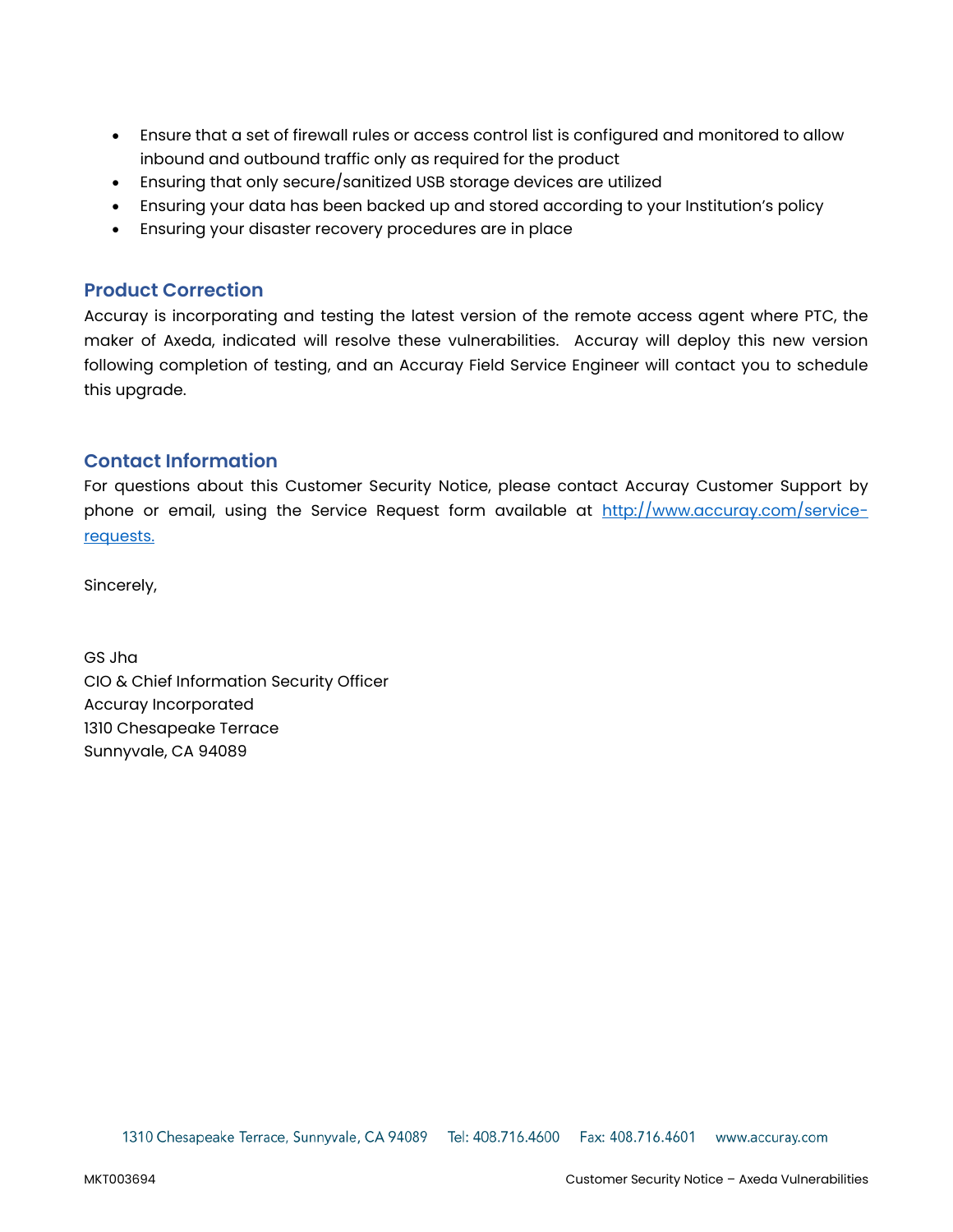- Ensure that a set of firewall rules or access control list is configured and monitored to allow inbound and outbound traffic only as required for the product
- Ensuring that only secure/sanitized USB storage devices are utilized
- Ensuring your data has been backed up and stored according to your Institution's policy
- Ensuring your disaster recovery procedures are in place

## Product Correction

Accuray is incorporating and testing the latest version of the remote access agent where PTC, the maker of Axeda, indicated will resolve these vulnerabilities. Accuray will deploy this new version following completion of testing, and an Accuray Field Service Engineer will contact you to schedule this upgrade.

## Contact Information

For questions about this Customer Security Notice, please contact Accuray Customer Support by phone or email, using the Service Request form available at [http://www.accuray.com/service-requests.](http://www.accuray.com/service-requests)

Sincerely,

GS Jha
CIO & Chief Information Security Officer
Accuray Incorporated
1310 Chesapeake Terrace
Sunnyvale, CA 94089